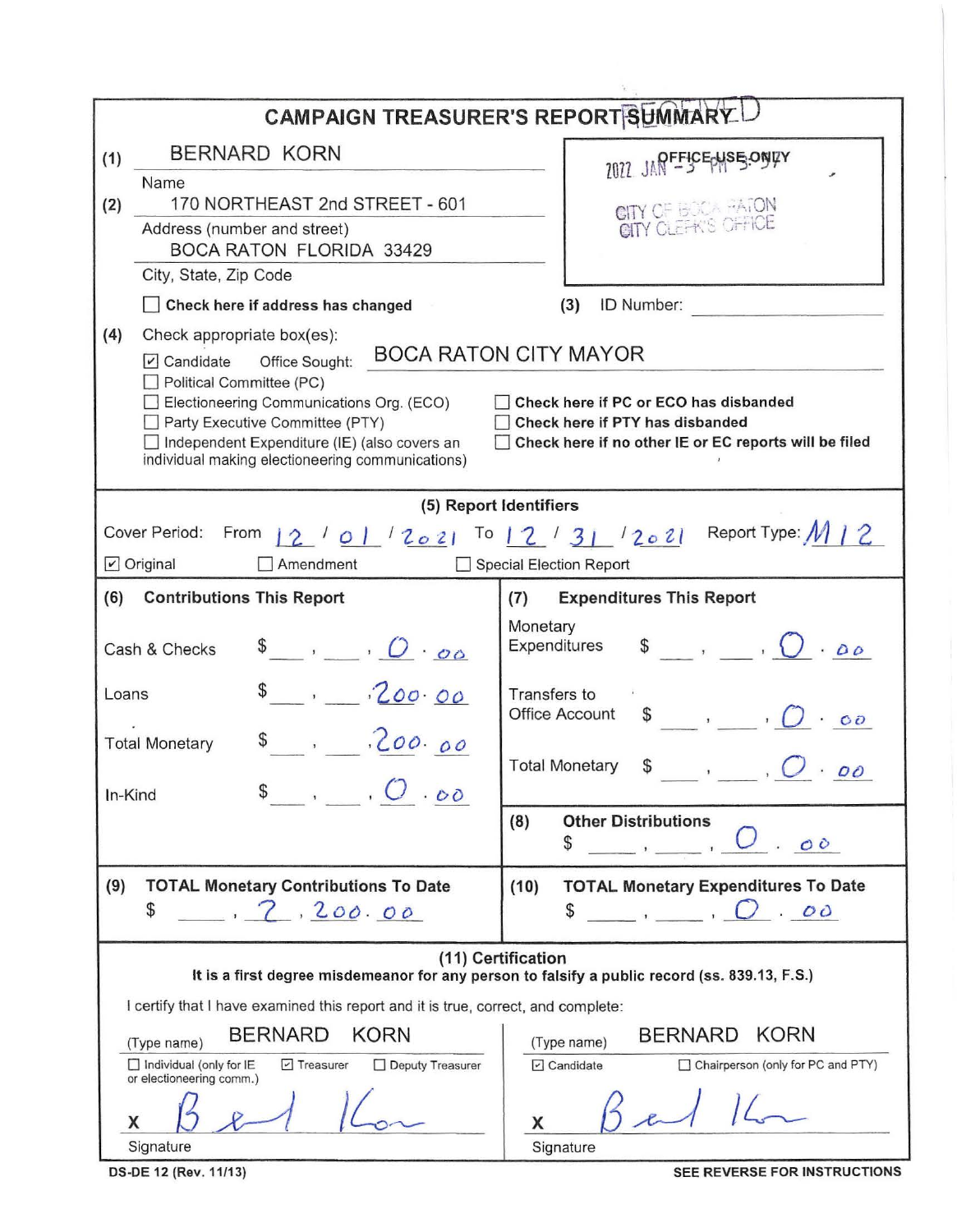# CAMPAIGN TREASURER'S REPORT SUMMARY

RECEIVED

**OFFICE USE ONLY**

2022 JAN -3 PM 5:09

CITY OF BOCA RATON
CITY CLERK'S OFFICE

**(1)** BERNARD KORN
Name

**(2)** 170 NORTHEAST 2nd STREET - 601
Address (number and street)
BOCA RATON FLORIDA 33429
City, State, Zip Code

☐ **Check here if address has changed**

**(3)** ID Number: ______

**(4)** Check appropriate box(es):

☑ Candidate Office Sought: BOCA RATON CITY MAYOR
☐ Political Committee (PC)
☐ Electioneering Communications Org. (ECO)
☐ Party Executive Committee (PTY)
☐ Independent Expenditure (IE) (also covers an individual making electioneering communications)

☐ **Check here if PC or ECO has disbanded**
☐ **Check here if PTY has disbanded**
☐ **Check here if no other IE or EC reports will be filed**

## (5) Report Identifiers

Cover Period: From 12 / 01 / 2021 To 12 / 31 / 2021 Report Type: M 12

☑ Original ☐ Amendment ☐ Special Election Report

| **(6) Contributions This Report** | | **(7) Expenditures This Report** | |
|---|---|---|---|
| Cash & Checks | $ 0.00 | Monetary Expenditures | $ 0.00 |
| Loans | $ 200.00 | Transfers to Office Account | $ 0.00 |
| Total Monetary | $ 200.00 | Total Monetary | $ 0.00 |
| In-Kind | $ 0.00 | **(8) Other Distributions** | $ 0.00 |

| **(9) TOTAL Monetary Contributions To Date** | **(10) TOTAL Monetary Expenditures To Date** |
|---|---|
| $ 2,200.00 | $ 0.00 |

## (11) Certification

**It is a first degree misdemeanor for any person to falsify a public record (ss. 839.13, F.S.)**

I certify that I have examined this report and it is true, correct, and complete:

(Type name) BERNARD KORN
☐ Individual (only for IE or electioneering comm.) ☑ Treasurer ☐ Deputy Treasurer
X [signature]
Signature

(Type name) BERNARD KORN
☑ Candidate ☐ Chairperson (only for PC and PTY)
X [signature]
Signature

DS-DE 12 (Rev. 11/13)

**SEE REVERSE FOR INSTRUCTIONS**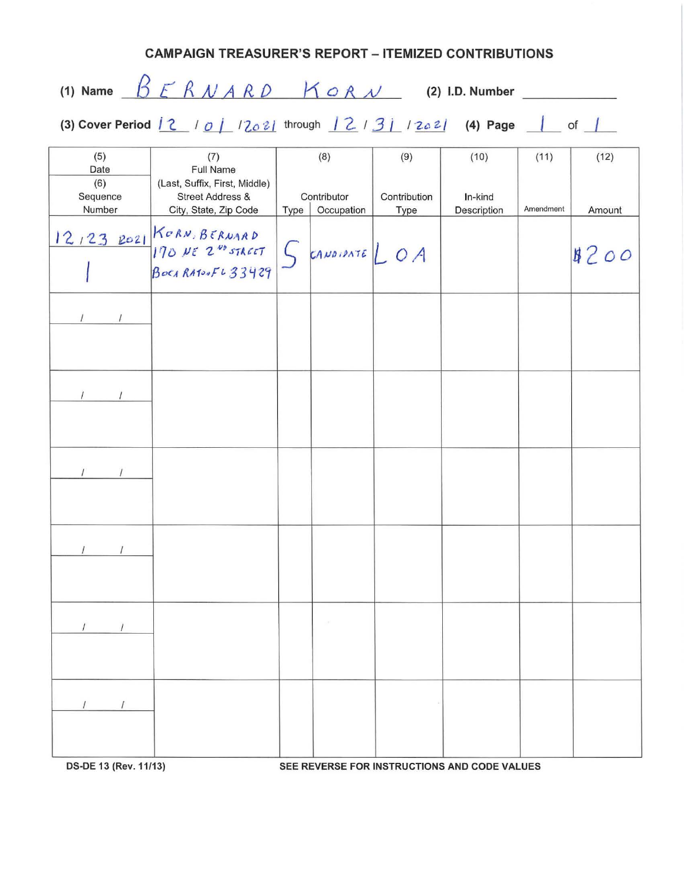## CAMPAIGN TREASURER'S REPORT – ITEMIZED CONTRIBUTIONS

(1) Name BERNARD KORN (2) I.D. Number

(3) Cover Period 12 / 01 / 2021 through 12 / 31 / 2021 (4) Page 1 of 1

| (5) Date / (6) Sequence Number | (7) Full Name (Last, Suffix, First, Middle) Street Address & City, State, Zip Code | (8) Contributor Type | (8) Contributor Occupation | (9) Contribution Type | (10) In-kind Description | (11) Amendment | (12) Amount |
|---|---|---|---|---|---|---|---|
| 12/23/2021 1 | KORN, BERNARD 170 NE 2ND STREET BOCA RATON FL 33429 | S | CANDIDATE | LOA | | | $200 |
| / / | | | | | | | |
| / / | | | | | | | |
| / / | | | | | | | |
| / / | | | | | | | |
| / / | | | | | | | |
| / / | | | | | | | |

DS-DE 13 (Rev. 11/13) SEE REVERSE FOR INSTRUCTIONS AND CODE VALUES